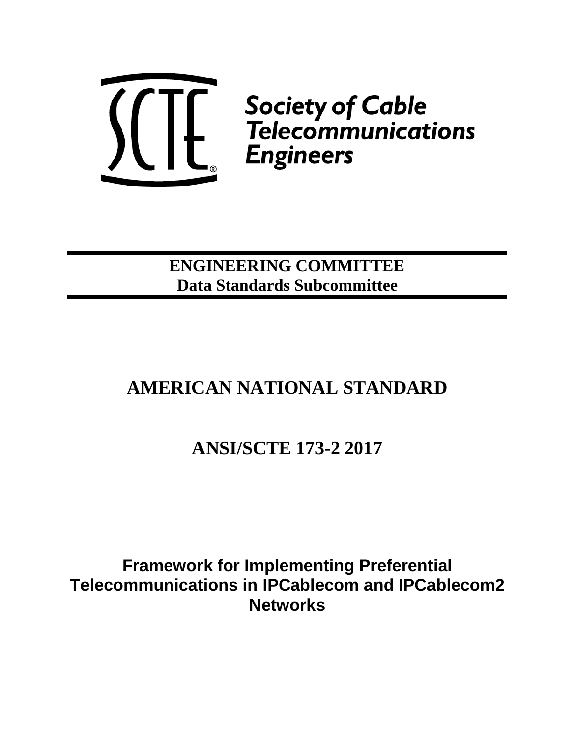Society of Cable Telecommunications Engineers

**ENGINEERING COMMITTEE**
**Data Standards Subcommittee**

# AMERICAN NATIONAL STANDARD

# ANSI/SCTE 173-2 2017

## Framework for Implementing Preferential Telecommunications in IPCablecom and IPCablecom2 Networks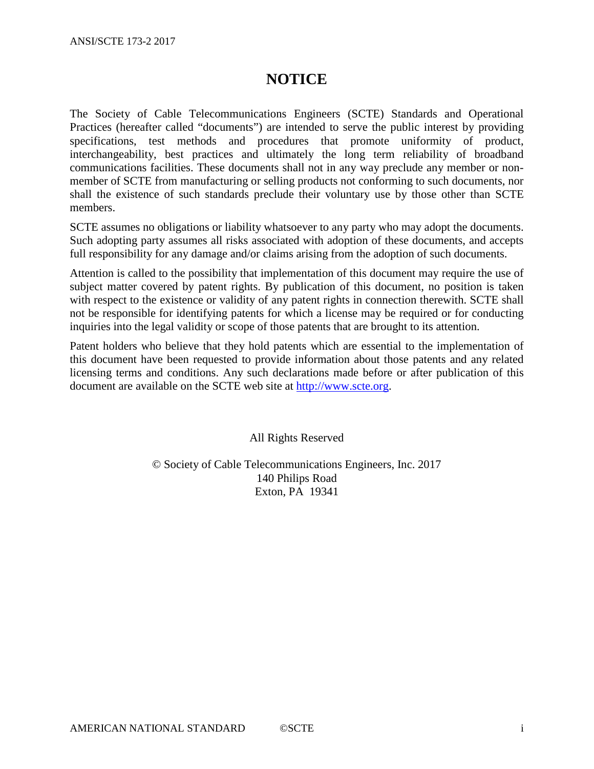# NOTICE

The Society of Cable Telecommunications Engineers (SCTE) Standards and Operational Practices (hereafter called "documents") are intended to serve the public interest by providing specifications, test methods and procedures that promote uniformity of product, interchangeability, best practices and ultimately the long term reliability of broadband communications facilities. These documents shall not in any way preclude any member or non-member of SCTE from manufacturing or selling products not conforming to such documents, nor shall the existence of such standards preclude their voluntary use by those other than SCTE members.

SCTE assumes no obligations or liability whatsoever to any party who may adopt the documents. Such adopting party assumes all risks associated with adoption of these documents, and accepts full responsibility for any damage and/or claims arising from the adoption of such documents.

Attention is called to the possibility that implementation of this document may require the use of subject matter covered by patent rights. By publication of this document, no position is taken with respect to the existence or validity of any patent rights in connection therewith. SCTE shall not be responsible for identifying patents for which a license may be required or for conducting inquiries into the legal validity or scope of those patents that are brought to its attention.

Patent holders who believe that they hold patents which are essential to the implementation of this document have been requested to provide information about those patents and any related licensing terms and conditions. Any such declarations made before or after publication of this document are available on the SCTE web site at [http://www.scte.org](http://www.scte.org).

All Rights Reserved

© Society of Cable Telecommunications Engineers, Inc. 2017
140 Philips Road
Exton, PA 19341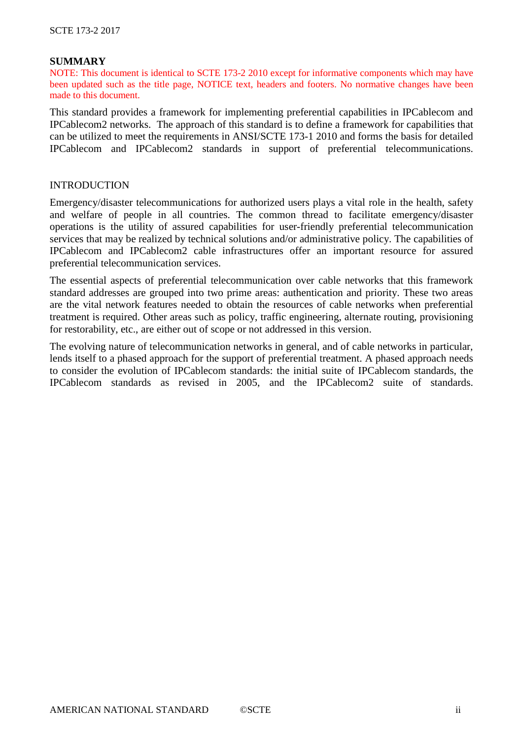## SUMMARY

NOTE: This document is identical to SCTE 173-2 2010 except for informative components which may have been updated such as the title page, NOTICE text, headers and footers. No normative changes have been made to this document.

This standard provides a framework for implementing preferential capabilities in IPCablecom and IPCablecom2 networks. The approach of this standard is to define a framework for capabilities that can be utilized to meet the requirements in ANSI/SCTE 173-1 2010 and forms the basis for detailed IPCablecom and IPCablecom2 standards in support of preferential telecommunications.

## INTRODUCTION

Emergency/disaster telecommunications for authorized users plays a vital role in the health, safety and welfare of people in all countries. The common thread to facilitate emergency/disaster operations is the utility of assured capabilities for user-friendly preferential telecommunication services that may be realized by technical solutions and/or administrative policy. The capabilities of IPCablecom and IPCablecom2 cable infrastructures offer an important resource for assured preferential telecommunication services.

The essential aspects of preferential telecommunication over cable networks that this framework standard addresses are grouped into two prime areas: authentication and priority. These two areas are the vital network features needed to obtain the resources of cable networks when preferential treatment is required. Other areas such as policy, traffic engineering, alternate routing, provisioning for restorability, etc., are either out of scope or not addressed in this version.

The evolving nature of telecommunication networks in general, and of cable networks in particular, lends itself to a phased approach for the support of preferential treatment. A phased approach needs to consider the evolution of IPCablecom standards: the initial suite of IPCablecom standards, the IPCablecom standards as revised in 2005, and the IPCablecom2 suite of standards.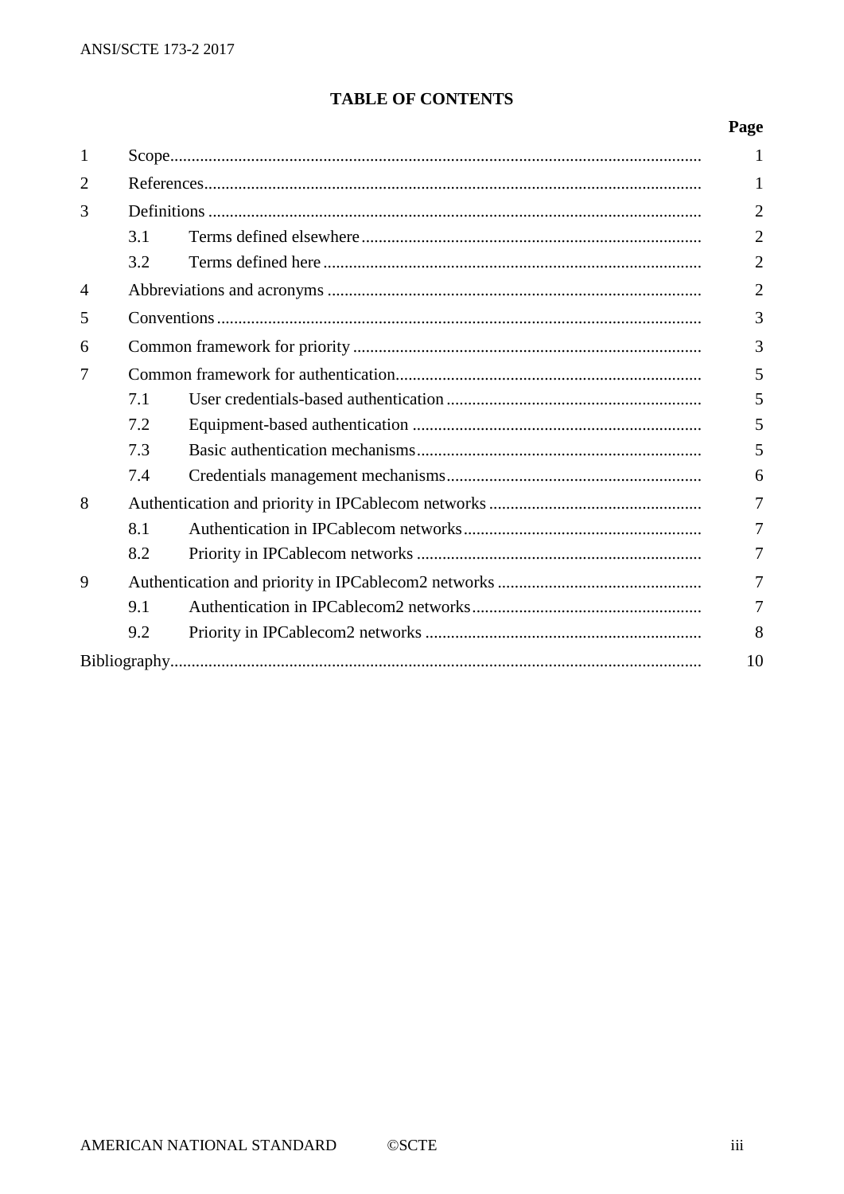# TABLE OF CONTENTS

| | | Page |
|---|---|---|
| 1 | Scope | 1 |
| 2 | References | 1 |
| 3 | Definitions | 2 |
| | 3.1 Terms defined elsewhere | 2 |
| | 3.2 Terms defined here | 2 |
| 4 | Abbreviations and acronyms | 2 |
| 5 | Conventions | 3 |
| 6 | Common framework for priority | 3 |
| 7 | Common framework for authentication | 5 |
| | 7.1 User credentials-based authentication | 5 |
| | 7.2 Equipment-based authentication | 5 |
| | 7.3 Basic authentication mechanisms | 5 |
| | 7.4 Credentials management mechanisms | 6 |
| 8 | Authentication and priority in IPCablecom networks | 7 |
| | 8.1 Authentication in IPCablecom networks | 7 |
| | 8.2 Priority in IPCablecom networks | 7 |
| 9 | Authentication and priority in IPCablecom2 networks | 7 |
| | 9.1 Authentication in IPCablecom2 networks | 7 |
| | 9.2 Priority in IPCablecom2 networks | 8 |
| Bibliography | | 10 |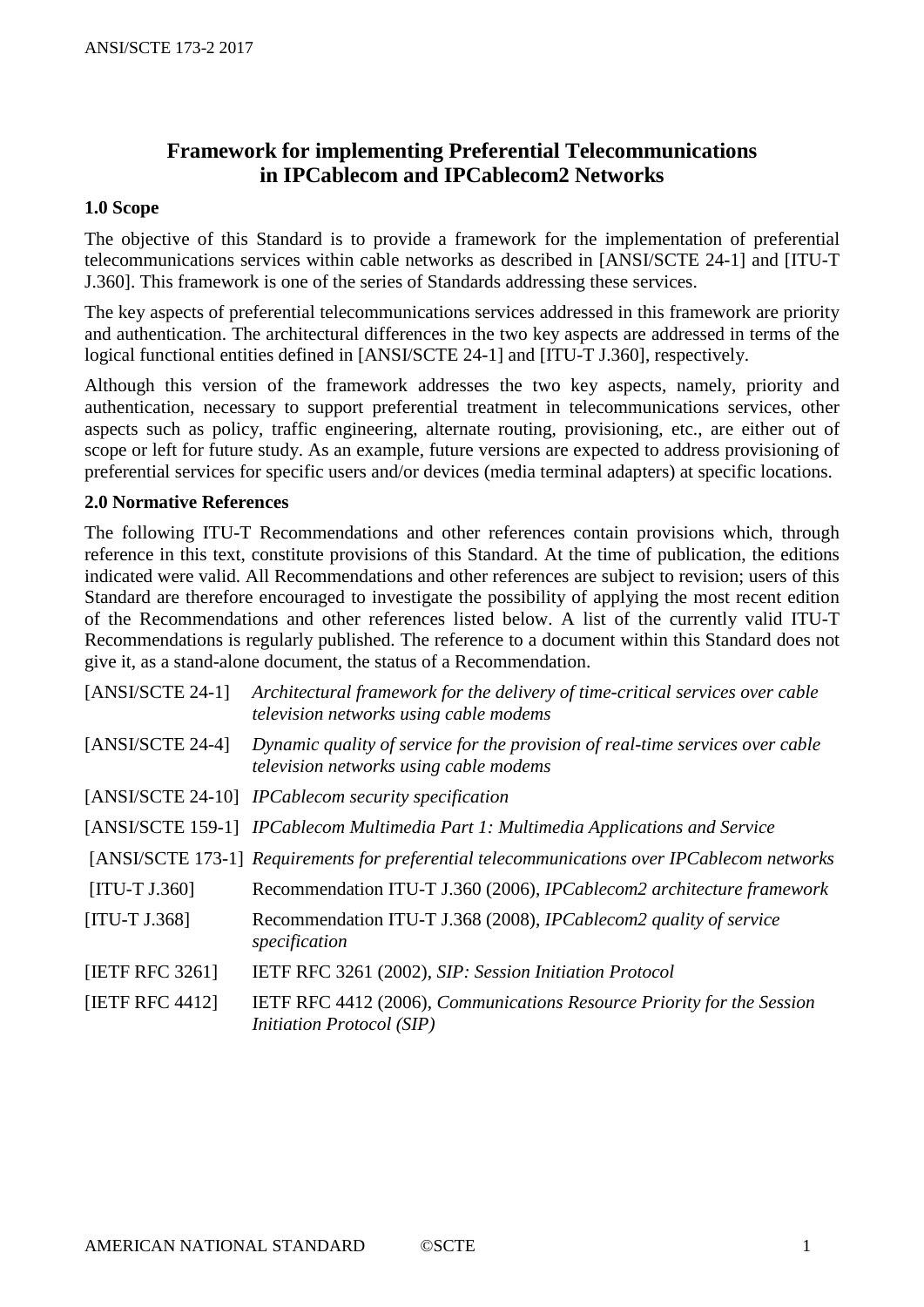# Framework for implementing Preferential Telecommunications in IPCablecom and IPCablecom2 Networks

## 1.0 Scope

The objective of this Standard is to provide a framework for the implementation of preferential telecommunications services within cable networks as described in [ANSI/SCTE 24-1] and [ITU-T J.360]. This framework is one of the series of Standards addressing these services.

The key aspects of preferential telecommunications services addressed in this framework are priority and authentication. The architectural differences in the two key aspects are addressed in terms of the logical functional entities defined in [ANSI/SCTE 24-1] and [ITU-T J.360], respectively.

Although this version of the framework addresses the two key aspects, namely, priority and authentication, necessary to support preferential treatment in telecommunications services, other aspects such as policy, traffic engineering, alternate routing, provisioning, etc., are either out of scope or left for future study. As an example, future versions are expected to address provisioning of preferential services for specific users and/or devices (media terminal adapters) at specific locations.

## 2.0 Normative References

The following ITU-T Recommendations and other references contain provisions which, through reference in this text, constitute provisions of this Standard. At the time of publication, the editions indicated were valid. All Recommendations and other references are subject to revision; users of this Standard are therefore encouraged to investigate the possibility of applying the most recent edition of the Recommendations and other references listed below. A list of the currently valid ITU-T Recommendations is regularly published. The reference to a document within this Standard does not give it, as a stand-alone document, the status of a Recommendation.

| | |
|---|---|
| [ANSI/SCTE 24-1] | *Architectural framework for the delivery of time-critical services over cable television networks using cable modems* |
| [ANSI/SCTE 24-4] | *Dynamic quality of service for the provision of real-time services over cable television networks using cable modems* |
| [ANSI/SCTE 24-10] | *IPCablecom security specification* |
| [ANSI/SCTE 159-1] | *IPCablecom Multimedia Part 1: Multimedia Applications and Service* |
| [ANSI/SCTE 173-1] | *Requirements for preferential telecommunications over IPCablecom networks* |
| [ITU-T J.360] | Recommendation ITU-T J.360 (2006), *IPCablecom2 architecture framework* |
| [ITU-T J.368] | Recommendation ITU-T J.368 (2008), *IPCablecom2 quality of service specification* |
| [IETF RFC 3261] | IETF RFC 3261 (2002), *SIP: Session Initiation Protocol* |
| [IETF RFC 4412] | IETF RFC 4412 (2006), *Communications Resource Priority for the Session Initiation Protocol (SIP)* |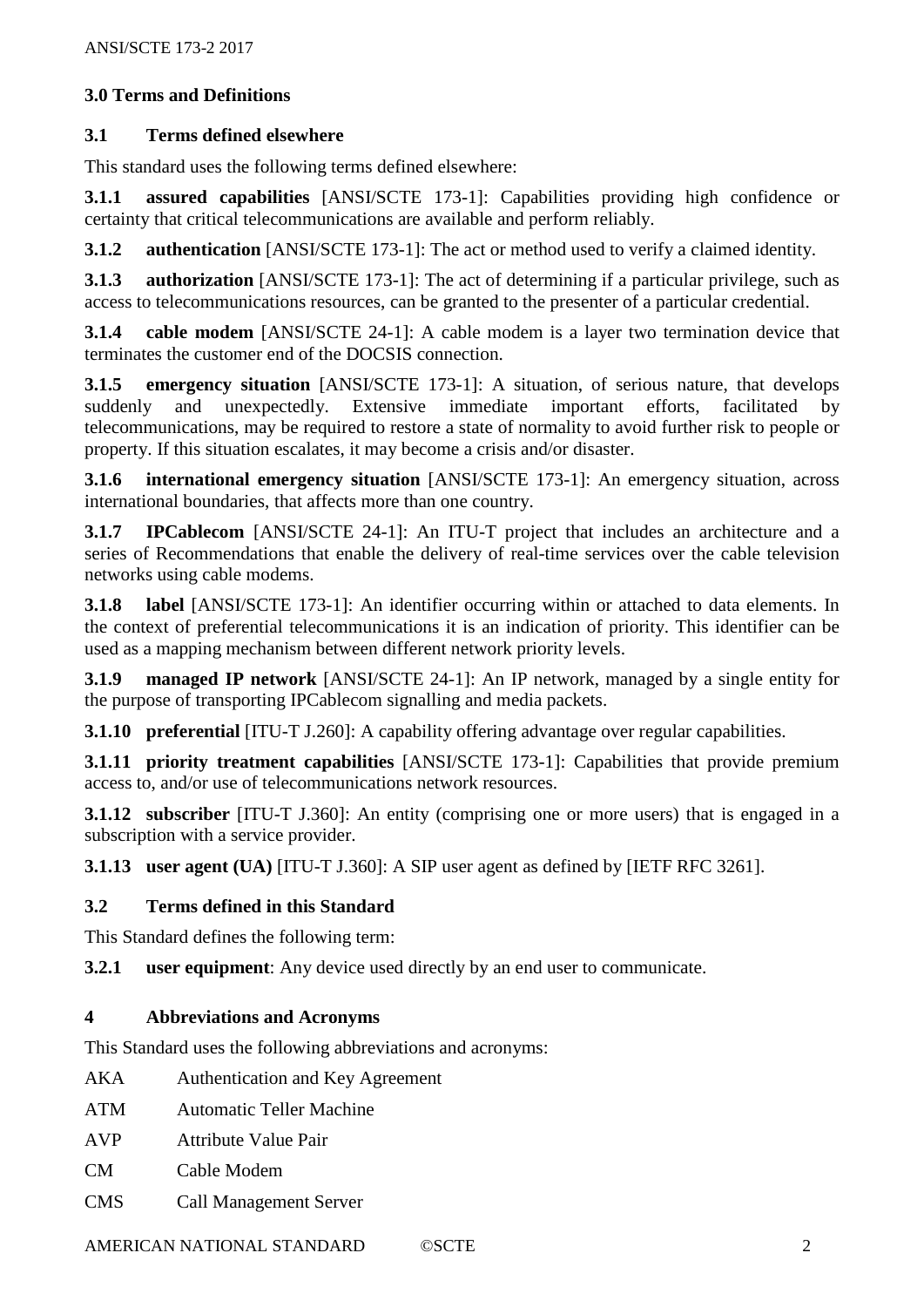## 3.0 Terms and Definitions

### 3.1 Terms defined elsewhere

This standard uses the following terms defined elsewhere:

**3.1.1 assured capabilities** [ANSI/SCTE 173-1]: Capabilities providing high confidence or certainty that critical telecommunications are available and perform reliably.

**3.1.2 authentication** [ANSI/SCTE 173-1]: The act or method used to verify a claimed identity.

**3.1.3 authorization** [ANSI/SCTE 173-1]: The act of determining if a particular privilege, such as access to telecommunications resources, can be granted to the presenter of a particular credential.

**3.1.4 cable modem** [ANSI/SCTE 24-1]: A cable modem is a layer two termination device that terminates the customer end of the DOCSIS connection.

**3.1.5 emergency situation** [ANSI/SCTE 173-1]: A situation, of serious nature, that develops suddenly and unexpectedly. Extensive immediate important efforts, facilitated by telecommunications, may be required to restore a state of normality to avoid further risk to people or property. If this situation escalates, it may become a crisis and/or disaster.

**3.1.6 international emergency situation** [ANSI/SCTE 173-1]: An emergency situation, across international boundaries, that affects more than one country.

**3.1.7 IPCablecom** [ANSI/SCTE 24-1]: An ITU-T project that includes an architecture and a series of Recommendations that enable the delivery of real-time services over the cable television networks using cable modems.

**3.1.8 label** [ANSI/SCTE 173-1]: An identifier occurring within or attached to data elements. In the context of preferential telecommunications it is an indication of priority. This identifier can be used as a mapping mechanism between different network priority levels.

**3.1.9 managed IP network** [ANSI/SCTE 24-1]: An IP network, managed by a single entity for the purpose of transporting IPCablecom signalling and media packets.

**3.1.10 preferential** [ITU-T J.260]: A capability offering advantage over regular capabilities.

**3.1.11 priority treatment capabilities** [ANSI/SCTE 173-1]: Capabilities that provide premium access to, and/or use of telecommunications network resources.

**3.1.12 subscriber** [ITU-T J.360]: An entity (comprising one or more users) that is engaged in a subscription with a service provider.

**3.1.13 user agent (UA)** [ITU-T J.360]: A SIP user agent as defined by [IETF RFC 3261].

### 3.2 Terms defined in this Standard

This Standard defines the following term:

**3.2.1 user equipment**: Any device used directly by an end user to communicate.

## 4 Abbreviations and Acronyms

This Standard uses the following abbreviations and acronyms:

| | |
|---|---|
| AKA | Authentication and Key Agreement |
| ATM | Automatic Teller Machine |
| AVP | Attribute Value Pair |
| CM | Cable Modem |
| CMS | Call Management Server |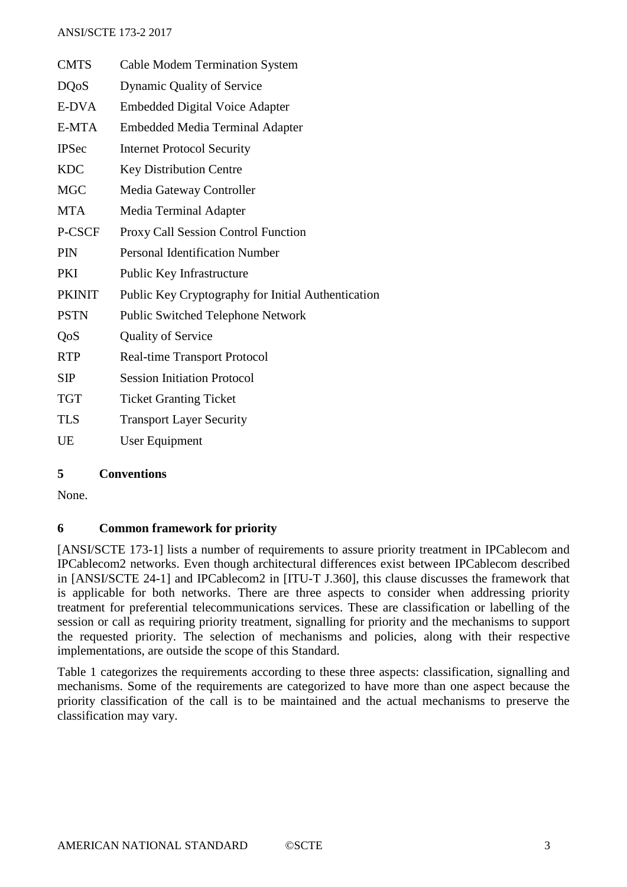| | |
|---|---|
| CMTS | Cable Modem Termination System |
| DQoS | Dynamic Quality of Service |
| E-DVA | Embedded Digital Voice Adapter |
| E-MTA | Embedded Media Terminal Adapter |
| IPSec | Internet Protocol Security |
| KDC | Key Distribution Centre |
| MGC | Media Gateway Controller |
| MTA | Media Terminal Adapter |
| P-CSCF | Proxy Call Session Control Function |
| PIN | Personal Identification Number |
| PKI | Public Key Infrastructure |
| PKINIT | Public Key Cryptography for Initial Authentication |
| PSTN | Public Switched Telephone Network |
| QoS | Quality of Service |
| RTP | Real-time Transport Protocol |
| SIP | Session Initiation Protocol |
| TGT | Ticket Granting Ticket |
| TLS | Transport Layer Security |
| UE | User Equipment |

## 5 Conventions

None.

## 6 Common framework for priority

[ANSI/SCTE 173-1] lists a number of requirements to assure priority treatment in IPCablecom and IPCablecom2 networks. Even though architectural differences exist between IPCablecom described in [ANSI/SCTE 24-1] and IPCablecom2 in [ITU-T J.360], this clause discusses the framework that is applicable for both networks. There are three aspects to consider when addressing priority treatment for preferential telecommunications services. These are classification or labelling of the session or call as requiring priority treatment, signalling for priority and the mechanisms to support the requested priority. The selection of mechanisms and policies, along with their respective implementations, are outside the scope of this Standard.

Table 1 categorizes the requirements according to these three aspects: classification, signalling and mechanisms. Some of the requirements are categorized to have more than one aspect because the priority classification of the call is to be maintained and the actual mechanisms to preserve the classification may vary.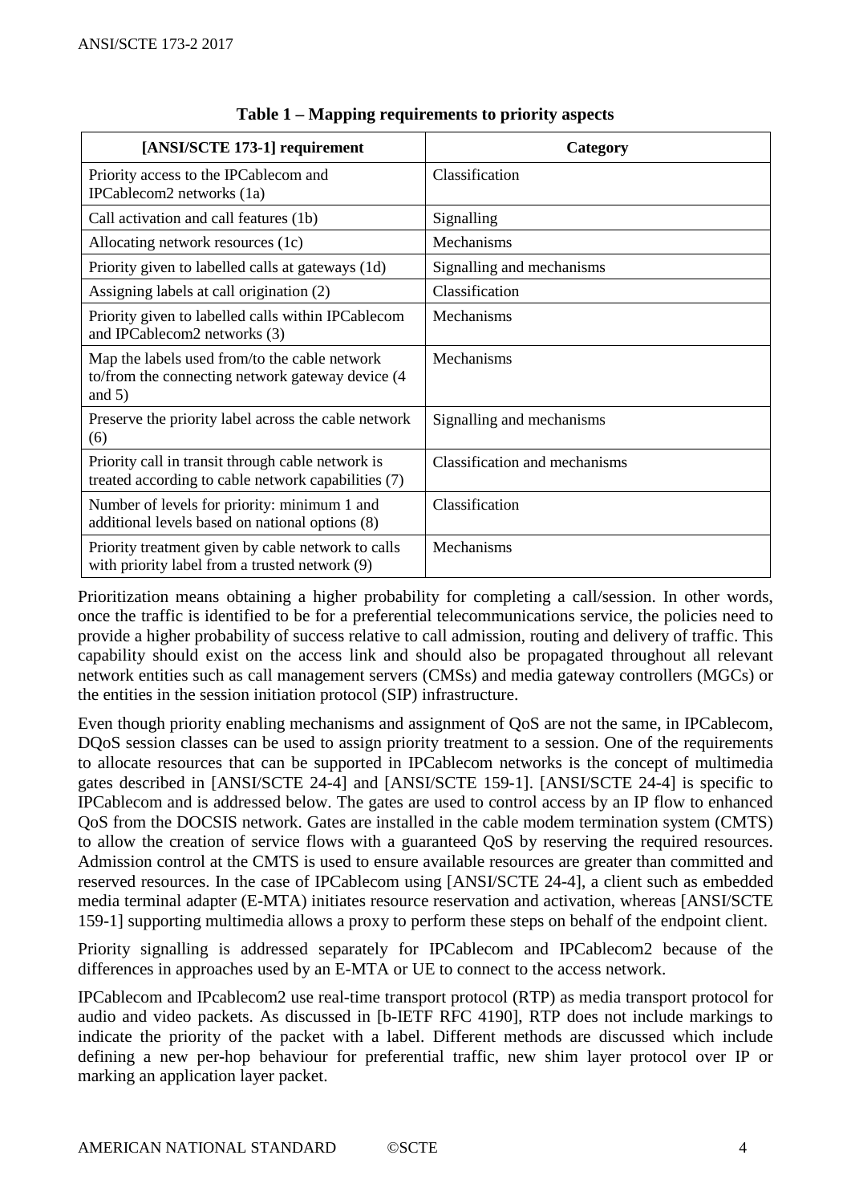**Table 1 – Mapping requirements to priority aspects**

| [ANSI/SCTE 173-1] requirement | Category |
|---|---|
| Priority access to the IPCablecom and IPCablecom2 networks (1a) | Classification |
| Call activation and call features (1b) | Signalling |
| Allocating network resources (1c) | Mechanisms |
| Priority given to labelled calls at gateways (1d) | Signalling and mechanisms |
| Assigning labels at call origination (2) | Classification |
| Priority given to labelled calls within IPCablecom and IPCablecom2 networks (3) | Mechanisms |
| Map the labels used from/to the cable network to/from the connecting network gateway device (4 and 5) | Mechanisms |
| Preserve the priority label across the cable network (6) | Signalling and mechanisms |
| Priority call in transit through cable network is treated according to cable network capabilities (7) | Classification and mechanisms |
| Number of levels for priority: minimum 1 and additional levels based on national options (8) | Classification |
| Priority treatment given by cable network to calls with priority label from a trusted network (9) | Mechanisms |

Prioritization means obtaining a higher probability for completing a call/session. In other words, once the traffic is identified to be for a preferential telecommunications service, the policies need to provide a higher probability of success relative to call admission, routing and delivery of traffic. This capability should exist on the access link and should also be propagated throughout all relevant network entities such as call management servers (CMSs) and media gateway controllers (MGCs) or the entities in the session initiation protocol (SIP) infrastructure.

Even though priority enabling mechanisms and assignment of QoS are not the same, in IPCablecom, DQoS session classes can be used to assign priority treatment to a session. One of the requirements to allocate resources that can be supported in IPCablecom networks is the concept of multimedia gates described in [ANSI/SCTE 24-4] and [ANSI/SCTE 159-1]. [ANSI/SCTE 24-4] is specific to IPCablecom and is addressed below. The gates are used to control access by an IP flow to enhanced QoS from the DOCSIS network. Gates are installed in the cable modem termination system (CMTS) to allow the creation of service flows with a guaranteed QoS by reserving the required resources. Admission control at the CMTS is used to ensure available resources are greater than committed and reserved resources. In the case of IPCablecom using [ANSI/SCTE 24-4], a client such as embedded media terminal adapter (E-MTA) initiates resource reservation and activation, whereas [ANSI/SCTE 159-1] supporting multimedia allows a proxy to perform these steps on behalf of the endpoint client.

Priority signalling is addressed separately for IPCablecom and IPCablecom2 because of the differences in approaches used by an E-MTA or UE to connect to the access network.

IPCablecom and IPcablecom2 use real-time transport protocol (RTP) as media transport protocol for audio and video packets. As discussed in [b-IETF RFC 4190], RTP does not include markings to indicate the priority of the packet with a label. Different methods are discussed which include defining a new per-hop behaviour for preferential traffic, new shim layer protocol over IP or marking an application layer packet.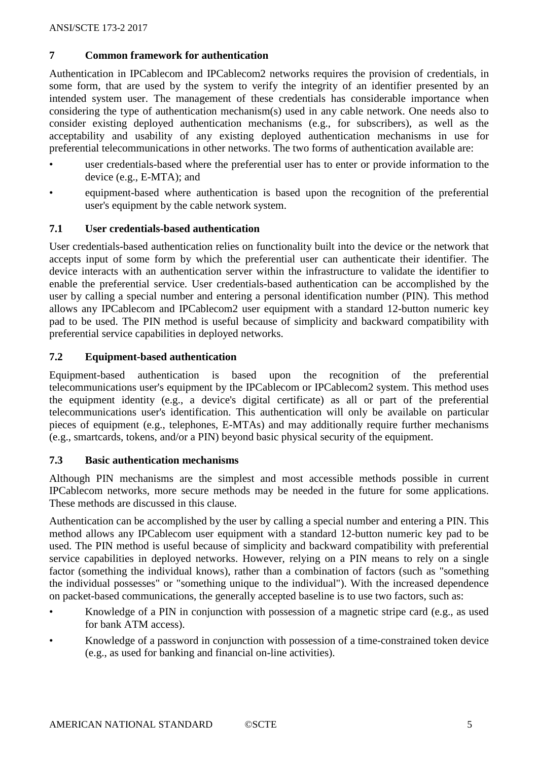## 7 Common framework for authentication

Authentication in IPCablecom and IPCablecom2 networks requires the provision of credentials, in some form, that are used by the system to verify the integrity of an identifier presented by an intended system user. The management of these credentials has considerable importance when considering the type of authentication mechanism(s) used in any cable network. One needs also to consider existing deployed authentication mechanisms (e.g., for subscribers), as well as the acceptability and usability of any existing deployed authentication mechanisms in use for preferential telecommunications in other networks. The two forms of authentication available are:

- user credentials-based where the preferential user has to enter or provide information to the device (e.g., E-MTA); and
- equipment-based where authentication is based upon the recognition of the preferential user's equipment by the cable network system.

### 7.1 User credentials-based authentication

User credentials-based authentication relies on functionality built into the device or the network that accepts input of some form by which the preferential user can authenticate their identifier. The device interacts with an authentication server within the infrastructure to validate the identifier to enable the preferential service. User credentials-based authentication can be accomplished by the user by calling a special number and entering a personal identification number (PIN). This method allows any IPCablecom and IPCablecom2 user equipment with a standard 12-button numeric key pad to be used. The PIN method is useful because of simplicity and backward compatibility with preferential service capabilities in deployed networks.

### 7.2 Equipment-based authentication

Equipment-based authentication is based upon the recognition of the preferential telecommunications user's equipment by the IPCablecom or IPCablecom2 system. This method uses the equipment identity (e.g., a device's digital certificate) as all or part of the preferential telecommunications user's identification. This authentication will only be available on particular pieces of equipment (e.g., telephones, E-MTAs) and may additionally require further mechanisms (e.g., smartcards, tokens, and/or a PIN) beyond basic physical security of the equipment.

### 7.3 Basic authentication mechanisms

Although PIN mechanisms are the simplest and most accessible methods possible in current IPCablecom networks, more secure methods may be needed in the future for some applications. These methods are discussed in this clause.

Authentication can be accomplished by the user by calling a special number and entering a PIN. This method allows any IPCablecom user equipment with a standard 12-button numeric key pad to be used. The PIN method is useful because of simplicity and backward compatibility with preferential service capabilities in deployed networks. However, relying on a PIN means to rely on a single factor (something the individual knows), rather than a combination of factors (such as "something the individual possesses" or "something unique to the individual"). With the increased dependence on packet-based communications, the generally accepted baseline is to use two factors, such as:

- Knowledge of a PIN in conjunction with possession of a magnetic stripe card (e.g., as used for bank ATM access).
- Knowledge of a password in conjunction with possession of a time-constrained token device (e.g., as used for banking and financial on-line activities).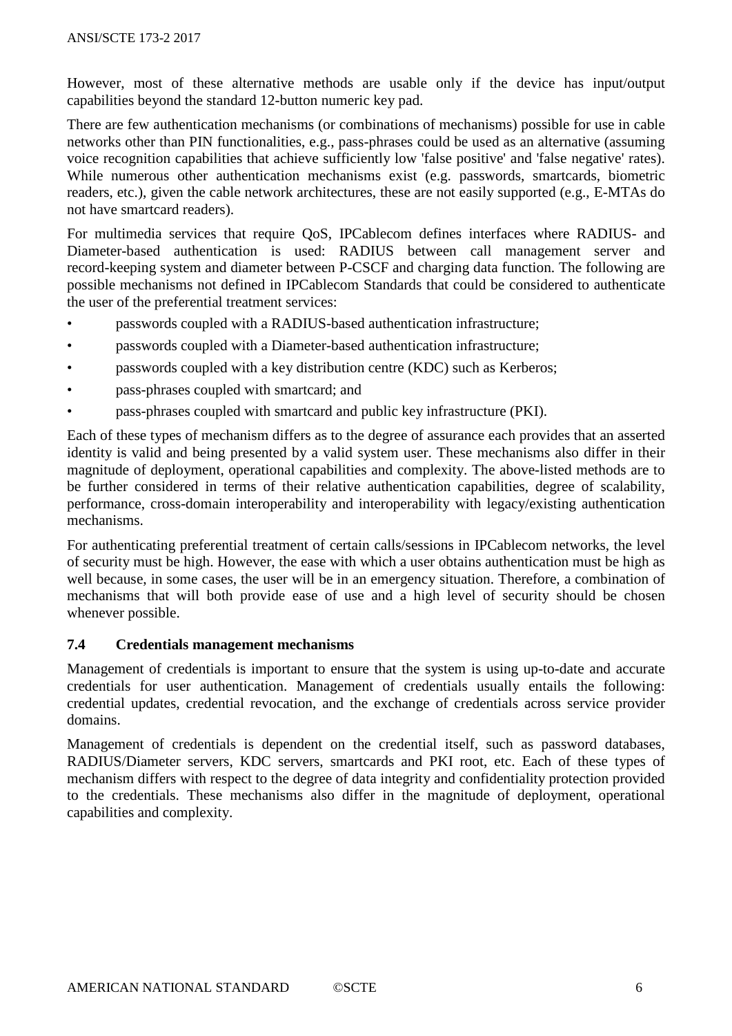However, most of these alternative methods are usable only if the device has input/output capabilities beyond the standard 12-button numeric key pad.

There are few authentication mechanisms (or combinations of mechanisms) possible for use in cable networks other than PIN functionalities, e.g., pass-phrases could be used as an alternative (assuming voice recognition capabilities that achieve sufficiently low 'false positive' and 'false negative' rates). While numerous other authentication mechanisms exist (e.g. passwords, smartcards, biometric readers, etc.), given the cable network architectures, these are not easily supported (e.g., E-MTAs do not have smartcard readers).

For multimedia services that require QoS, IPCablecom defines interfaces where RADIUS- and Diameter-based authentication is used: RADIUS between call management server and record-keeping system and diameter between P-CSCF and charging data function. The following are possible mechanisms not defined in IPCablecom Standards that could be considered to authenticate the user of the preferential treatment services:

- passwords coupled with a RADIUS-based authentication infrastructure;
- passwords coupled with a Diameter-based authentication infrastructure;
- passwords coupled with a key distribution centre (KDC) such as Kerberos;
- pass-phrases coupled with smartcard; and
- pass-phrases coupled with smartcard and public key infrastructure (PKI).

Each of these types of mechanism differs as to the degree of assurance each provides that an asserted identity is valid and being presented by a valid system user. These mechanisms also differ in their magnitude of deployment, operational capabilities and complexity. The above-listed methods are to be further considered in terms of their relative authentication capabilities, degree of scalability, performance, cross-domain interoperability and interoperability with legacy/existing authentication mechanisms.

For authenticating preferential treatment of certain calls/sessions in IPCablecom networks, the level of security must be high. However, the ease with which a user obtains authentication must be high as well because, in some cases, the user will be in an emergency situation. Therefore, a combination of mechanisms that will both provide ease of use and a high level of security should be chosen whenever possible.

### 7.4 Credentials management mechanisms

Management of credentials is important to ensure that the system is using up-to-date and accurate credentials for user authentication. Management of credentials usually entails the following: credential updates, credential revocation, and the exchange of credentials across service provider domains.

Management of credentials is dependent on the credential itself, such as password databases, RADIUS/Diameter servers, KDC servers, smartcards and PKI root, etc. Each of these types of mechanism differs with respect to the degree of data integrity and confidentiality protection provided to the credentials. These mechanisms also differ in the magnitude of deployment, operational capabilities and complexity.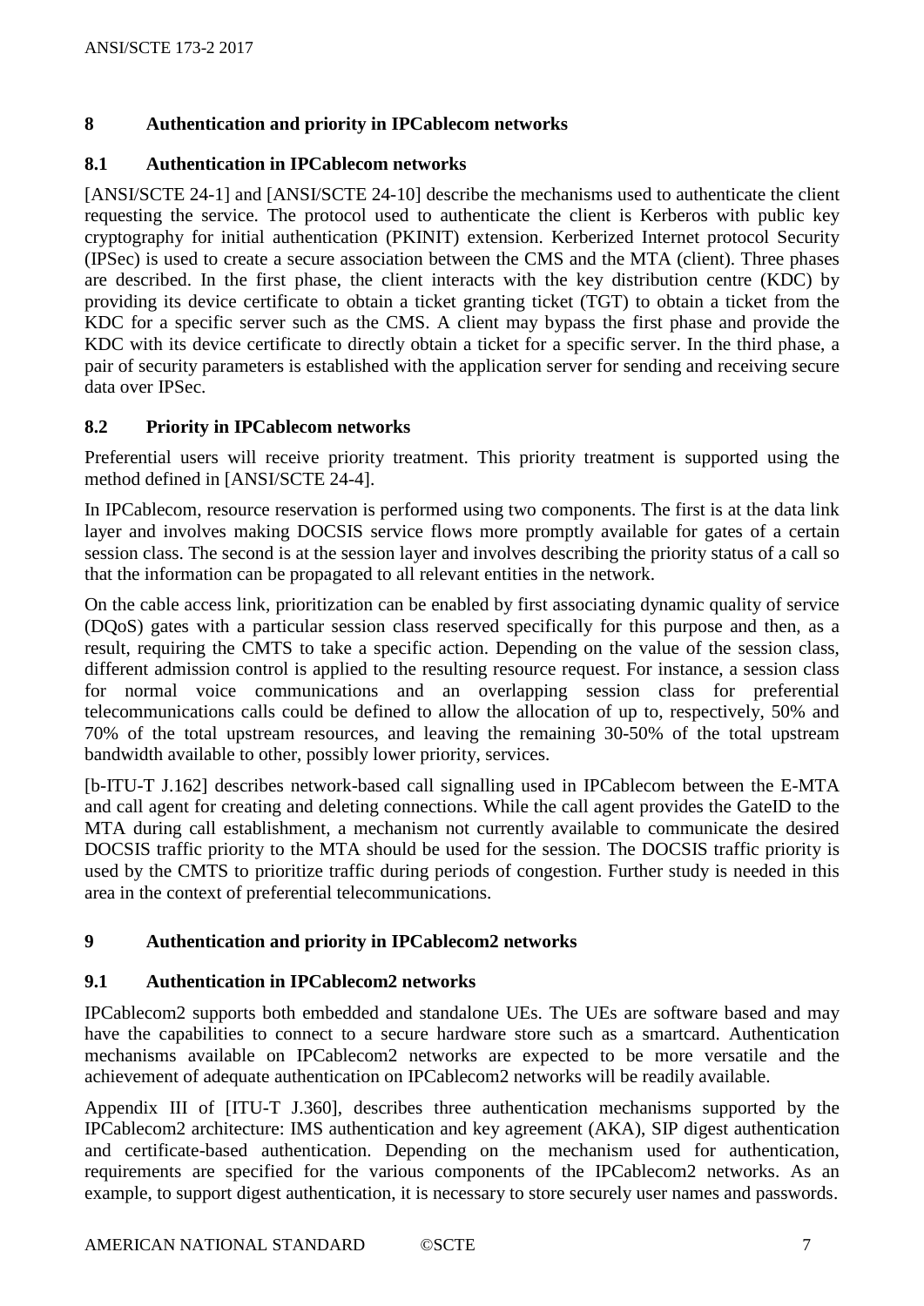## 8 Authentication and priority in IPCablecom networks

### 8.1 Authentication in IPCablecom networks

[ANSI/SCTE 24-1] and [ANSI/SCTE 24-10] describe the mechanisms used to authenticate the client requesting the service. The protocol used to authenticate the client is Kerberos with public key cryptography for initial authentication (PKINIT) extension. Kerberized Internet protocol Security (IPSec) is used to create a secure association between the CMS and the MTA (client). Three phases are described. In the first phase, the client interacts with the key distribution centre (KDC) by providing its device certificate to obtain a ticket granting ticket (TGT) to obtain a ticket from the KDC for a specific server such as the CMS. A client may bypass the first phase and provide the KDC with its device certificate to directly obtain a ticket for a specific server. In the third phase, a pair of security parameters is established with the application server for sending and receiving secure data over IPSec.

### 8.2 Priority in IPCablecom networks

Preferential users will receive priority treatment. This priority treatment is supported using the method defined in [ANSI/SCTE 24-4].

In IPCablecom, resource reservation is performed using two components. The first is at the data link layer and involves making DOCSIS service flows more promptly available for gates of a certain session class. The second is at the session layer and involves describing the priority status of a call so that the information can be propagated to all relevant entities in the network.

On the cable access link, prioritization can be enabled by first associating dynamic quality of service (DQoS) gates with a particular session class reserved specifically for this purpose and then, as a result, requiring the CMTS to take a specific action. Depending on the value of the session class, different admission control is applied to the resulting resource request. For instance, a session class for normal voice communications and an overlapping session class for preferential telecommunications calls could be defined to allow the allocation of up to, respectively, 50% and 70% of the total upstream resources, and leaving the remaining 30-50% of the total upstream bandwidth available to other, possibly lower priority, services.

[b-ITU-T J.162] describes network-based call signalling used in IPCablecom between the E-MTA and call agent for creating and deleting connections. While the call agent provides the GateID to the MTA during call establishment, a mechanism not currently available to communicate the desired DOCSIS traffic priority to the MTA should be used for the session. The DOCSIS traffic priority is used by the CMTS to prioritize traffic during periods of congestion. Further study is needed in this area in the context of preferential telecommunications.

## 9 Authentication and priority in IPCablecom2 networks

### 9.1 Authentication in IPCablecom2 networks

IPCablecom2 supports both embedded and standalone UEs. The UEs are software based and may have the capabilities to connect to a secure hardware store such as a smartcard. Authentication mechanisms available on IPCablecom2 networks are expected to be more versatile and the achievement of adequate authentication on IPCablecom2 networks will be readily available.

Appendix III of [ITU-T J.360], describes three authentication mechanisms supported by the IPCablecom2 architecture: IMS authentication and key agreement (AKA), SIP digest authentication and certificate-based authentication. Depending on the mechanism used for authentication, requirements are specified for the various components of the IPCablecom2 networks. As an example, to support digest authentication, it is necessary to store securely user names and passwords.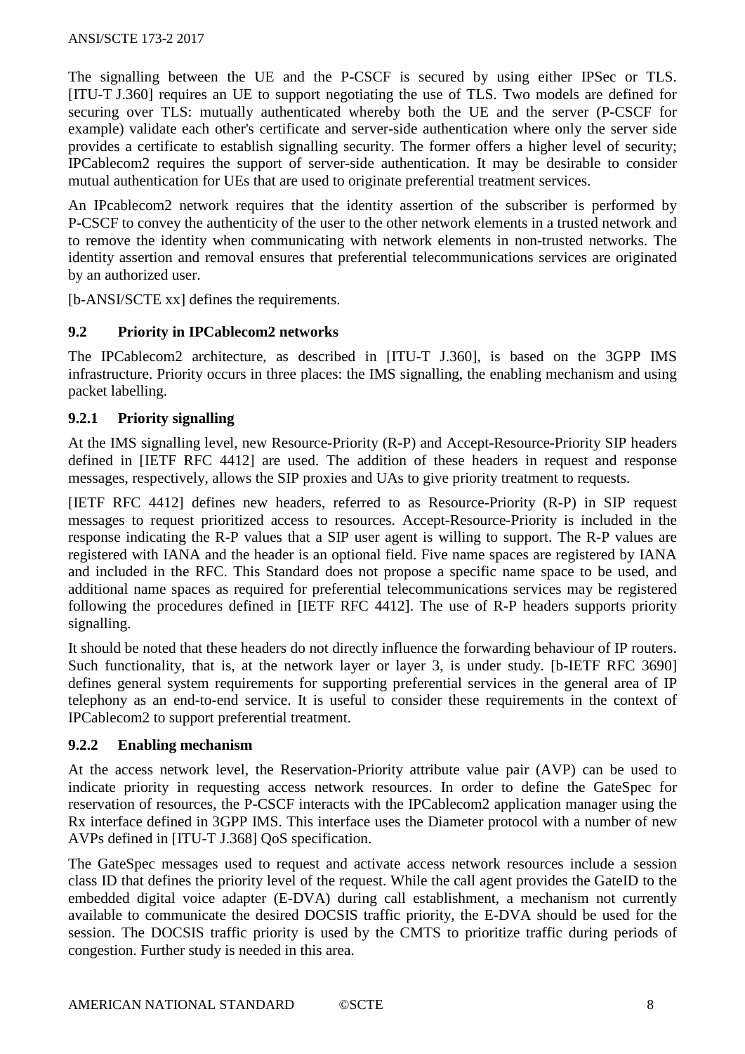The signalling between the UE and the P-CSCF is secured by using either IPSec or TLS. [ITU-T J.360] requires an UE to support negotiating the use of TLS. Two models are defined for securing over TLS: mutually authenticated whereby both the UE and the server (P-CSCF for example) validate each other's certificate and server-side authentication where only the server side provides a certificate to establish signalling security. The former offers a higher level of security; IPCablecom2 requires the support of server-side authentication. It may be desirable to consider mutual authentication for UEs that are used to originate preferential treatment services.

An IPcablecom2 network requires that the identity assertion of the subscriber is performed by P-CSCF to convey the authenticity of the user to the other network elements in a trusted network and to remove the identity when communicating with network elements in non-trusted networks. The identity assertion and removal ensures that preferential telecommunications services are originated by an authorized user.

[b-ANSI/SCTE xx] defines the requirements.

### 9.2 Priority in IPCablecom2 networks

The IPCablecom2 architecture, as described in [ITU-T J.360], is based on the 3GPP IMS infrastructure. Priority occurs in three places: the IMS signalling, the enabling mechanism and using packet labelling.

#### 9.2.1 Priority signalling

At the IMS signalling level, new Resource-Priority (R-P) and Accept-Resource-Priority SIP headers defined in [IETF RFC 4412] are used. The addition of these headers in request and response messages, respectively, allows the SIP proxies and UAs to give priority treatment to requests.

[IETF RFC 4412] defines new headers, referred to as Resource-Priority (R-P) in SIP request messages to request prioritized access to resources. Accept-Resource-Priority is included in the response indicating the R-P values that a SIP user agent is willing to support. The R-P values are registered with IANA and the header is an optional field. Five name spaces are registered by IANA and included in the RFC. This Standard does not propose a specific name space to be used, and additional name spaces as required for preferential telecommunications services may be registered following the procedures defined in [IETF RFC 4412]. The use of R-P headers supports priority signalling.

It should be noted that these headers do not directly influence the forwarding behaviour of IP routers. Such functionality, that is, at the network layer or layer 3, is under study. [b-IETF RFC 3690] defines general system requirements for supporting preferential services in the general area of IP telephony as an end-to-end service. It is useful to consider these requirements in the context of IPCablecom2 to support preferential treatment.

#### 9.2.2 Enabling mechanism

At the access network level, the Reservation-Priority attribute value pair (AVP) can be used to indicate priority in requesting access network resources. In order to define the GateSpec for reservation of resources, the P-CSCF interacts with the IPCablecom2 application manager using the Rx interface defined in 3GPP IMS. This interface uses the Diameter protocol with a number of new AVPs defined in [ITU-T J.368] QoS specification.

The GateSpec messages used to request and activate access network resources include a session class ID that defines the priority level of the request. While the call agent provides the GateID to the embedded digital voice adapter (E-DVA) during call establishment, a mechanism not currently available to communicate the desired DOCSIS traffic priority, the E-DVA should be used for the session. The DOCSIS traffic priority is used by the CMTS to prioritize traffic during periods of congestion. Further study is needed in this area.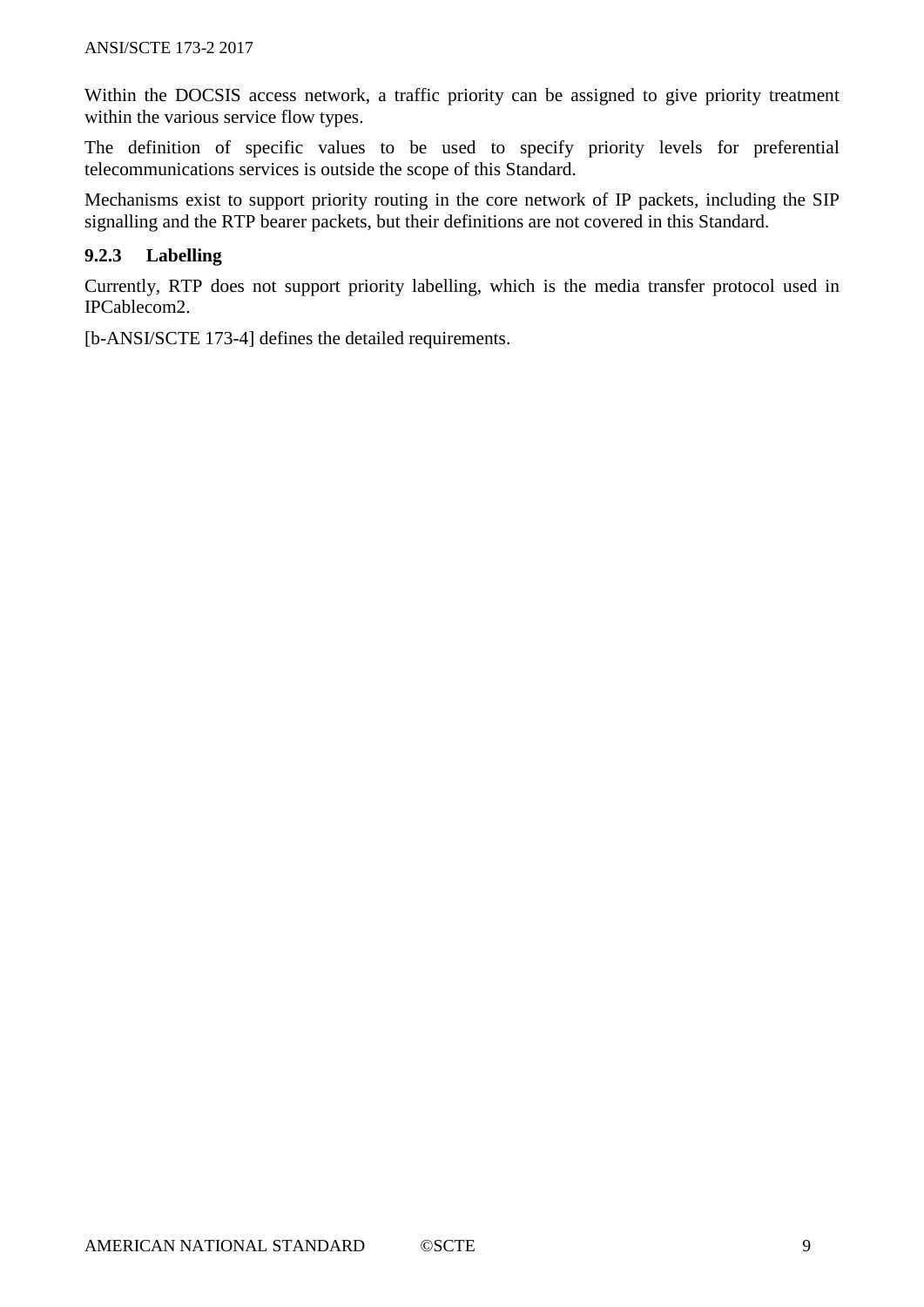Within the DOCSIS access network, a traffic priority can be assigned to give priority treatment within the various service flow types.

The definition of specific values to be used to specify priority levels for preferential telecommunications services is outside the scope of this Standard.

Mechanisms exist to support priority routing in the core network of IP packets, including the SIP signalling and the RTP bearer packets, but their definitions are not covered in this Standard.

### 9.2.3 Labelling

Currently, RTP does not support priority labelling, which is the media transfer protocol used in IPCablecom2.

[b-ANSI/SCTE 173-4] defines the detailed requirements.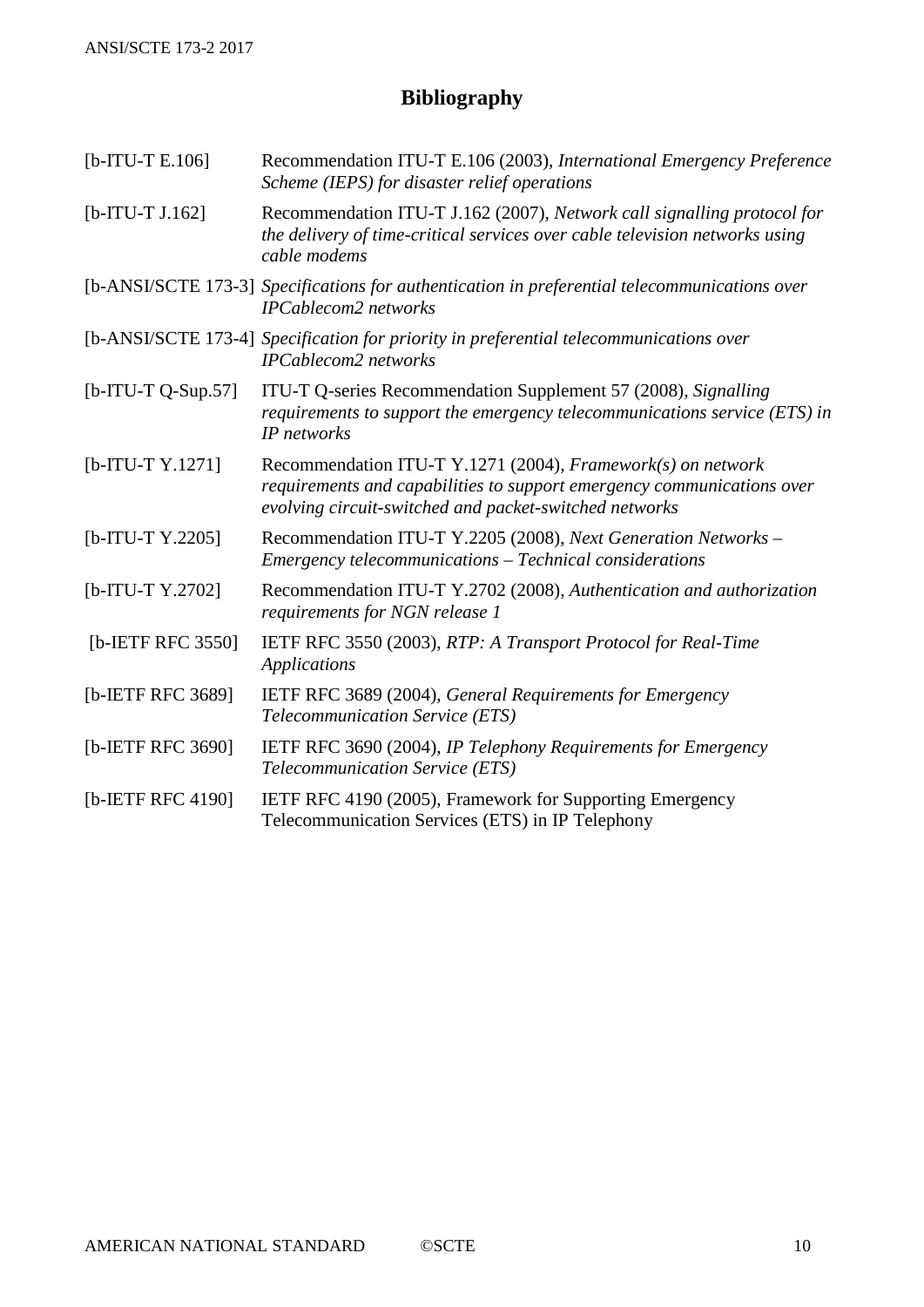# Bibliography

[b-ITU-T E.106] Recommendation ITU-T E.106 (2003), *International Emergency Preference Scheme (IEPS) for disaster relief operations*

[b-ITU-T J.162] Recommendation ITU-T J.162 (2007), *Network call signalling protocol for the delivery of time-critical services over cable television networks using cable modems*

[b-ANSI/SCTE 173-3] *Specifications for authentication in preferential telecommunications over IPCablecom2 networks*

[b-ANSI/SCTE 173-4] *Specification for priority in preferential telecommunications over IPCablecom2 networks*

[b-ITU-T Q-Sup.57] ITU-T Q-series Recommendation Supplement 57 (2008), *Signalling requirements to support the emergency telecommunications service (ETS) in IP networks*

[b-ITU-T Y.1271] Recommendation ITU-T Y.1271 (2004), *Framework(s) on network requirements and capabilities to support emergency communications over evolving circuit-switched and packet-switched networks*

[b-ITU-T Y.2205] Recommendation ITU-T Y.2205 (2008), *Next Generation Networks – Emergency telecommunications – Technical considerations*

[b-ITU-T Y.2702] Recommendation ITU-T Y.2702 (2008), *Authentication and authorization requirements for NGN release 1*

[b-IETF RFC 3550] IETF RFC 3550 (2003), *RTP: A Transport Protocol for Real-Time Applications*

[b-IETF RFC 3689] IETF RFC 3689 (2004), *General Requirements for Emergency Telecommunication Service (ETS)*

[b-IETF RFC 3690] IETF RFC 3690 (2004), *IP Telephony Requirements for Emergency Telecommunication Service (ETS)*

[b-IETF RFC 4190] IETF RFC 4190 (2005), Framework for Supporting Emergency Telecommunication Services (ETS) in IP Telephony